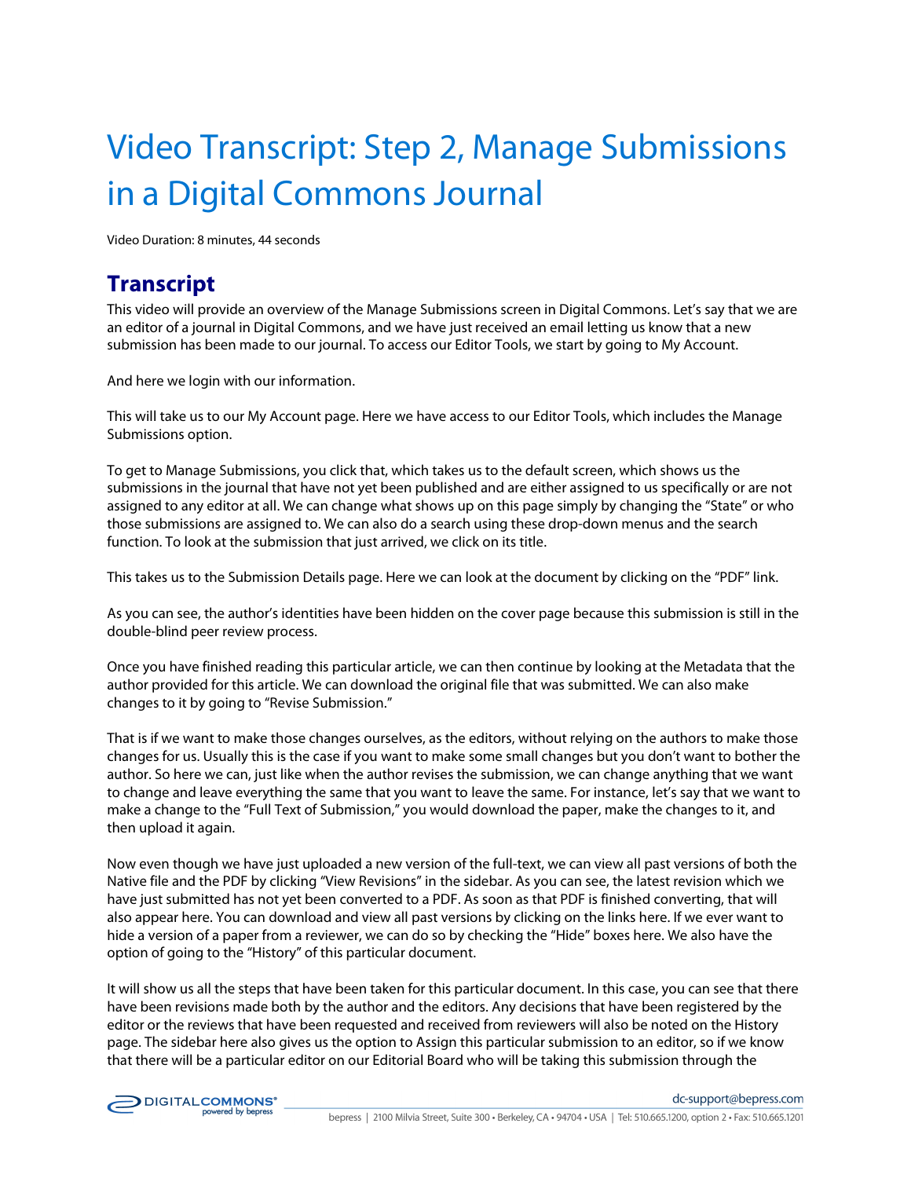# Video Transcript: Step 2, Manage Submissions in a Digital Commons Journal

Video Duration: 8 minutes, 44 seconds

## Transcript

This video will provide an overview of the Manage Submissions screen in Digital Commons. Let's say that we are an editor of a journal in Digital Commons, and we have just received an email letting us know that a new submission has been made to our journal. To access our Editor Tools, we start by going to My Account.

And here we login with our information.

This will take us to our My Account page. Here we have access to our Editor Tools, which includes the Manage Submissions option.

To get to Manage Submissions, you click that, which takes us to the default screen, which shows us the submissions in the journal that have not yet been published and are either assigned to us specifically or are not assigned to any editor at all. We can change what shows up on this page simply by changing the "State" or who those submissions are assigned to. We can also do a search using these drop-down menus and the search function. To look at the submission that just arrived, we click on its title.

This takes us to the Submission Details page. Here we can look at the document by clicking on the "PDF" link.

As you can see, the author's identities have been hidden on the cover page because this submission is still in the double-blind peer review process.

Once you have finished reading this particular article, we can then continue by looking at the Metadata that the author provided for this article. We can download the original file that was submitted. We can also make changes to it by going to "Revise Submission."

That is if we want to make those changes ourselves, as the editors, without relying on the authors to make those changes for us. Usually this is the case if you want to make some small changes but you don't want to bother the author. So here we can, just like when the author revises the submission, we can change anything that we want to change and leave everything the same that you want to leave the same. For instance, let's say that we want to make a change to the "Full Text of Submission," you would download the paper, make the changes to it, and then upload it again.

Now even though we have just uploaded a new version of the full-text, we can view all past versions of both the Native file and the PDF by clicking "View Revisions" in the sidebar. As you can see, the latest revision which we have just submitted has not yet been converted to a PDF. As soon as that PDF is finished converting, that will also appear here. You can download and view all past versions by clicking on the links here. If we ever want to hide a version of a paper from a reviewer, we can do so by checking the "Hide" boxes here. We also have the option of going to the "History" of this particular document.

It will show us all the steps that have been taken for this particular document. In this case, you can see that there have been revisions made both by the author and the editors. Any decisions that have been registered by the editor or the reviews that have been requested and received from reviewers will also be noted on the History page. The sidebar here also gives us the option to Assign this particular submission to an editor, so if we know that there will be a particular editor on our Editorial Board who will be taking this submission through the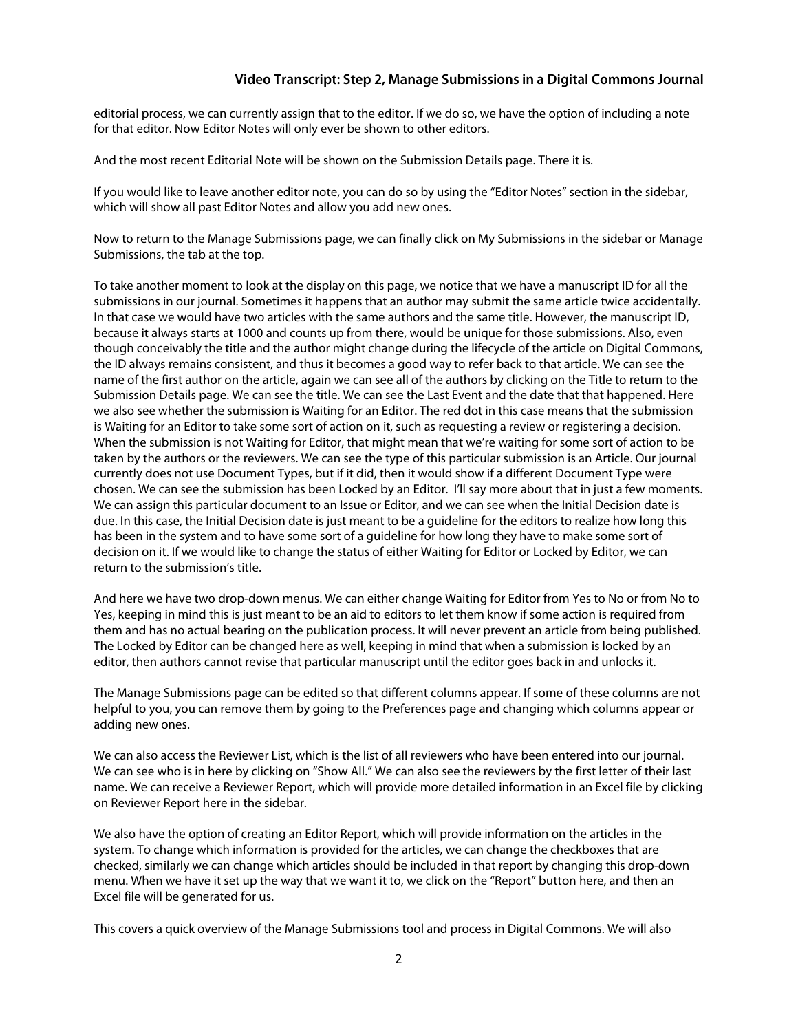editorial process, we can currently assign that to the editor. If we do so, we have the option of including a note for that editor. Now Editor Notes will only ever be shown to other editors.

And the most recent Editorial Note will be shown on the Submission Details page. There it is.

If you would like to leave another editor note, you can do so by using the "Editor Notes" section in the sidebar, which will show all past Editor Notes and allow you add new ones.

Now to return to the Manage Submissions page, we can finally click on My Submissions in the sidebar or Manage Submissions, the tab at the top.

To take another moment to look at the display on this page, we notice that we have a manuscript ID for all the submissions in our journal. Sometimes it happens that an author may submit the same article twice accidentally. In that case we would have two articles with the same authors and the same title. However, the manuscript ID, because it always starts at 1000 and counts up from there, would be unique for those submissions. Also, even though conceivably the title and the author might change during the lifecycle of the article on Digital Commons, the ID always remains consistent, and thus it becomes a good way to refer back to that article. We can see the name of the first author on the article, again we can see all of the authors by clicking on the Title to return to the Submission Details page. We can see the title. We can see the Last Event and the date that that happened. Here we also see whether the submission is Waiting for an Editor. The red dot in this case means that the submission is Waiting for an Editor to take some sort of action on it, such as requesting a review or registering a decision. When the submission is not Waiting for Editor, that might mean that we're waiting for some sort of action to be taken by the authors or the reviewers. We can see the type of this particular submission is an Article. Our journal currently does not use Document Types, but if it did, then it would show if a different Document Type were chosen. We can see the submission has been Locked by an Editor. I'll say more about that in just a few moments. We can assign this particular document to an Issue or Editor, and we can see when the Initial Decision date is due. In this case, the Initial Decision date is just meant to be a guideline for the editors to realize how long this has been in the system and to have some sort of a guideline for how long they have to make some sort of decision on it. If we would like to change the status of either Waiting for Editor or Locked by Editor, we can return to the submission's title.

And here we have two drop-down menus. We can either change Waiting for Editor from Yes to No or from No to Yes, keeping in mind this is just meant to be an aid to editors to let them know if some action is required from them and has no actual bearing on the publication process. It will never prevent an article from being published. The Locked by Editor can be changed here as well, keeping in mind that when a submission is locked by an editor, then authors cannot revise that particular manuscript until the editor goes back in and unlocks it.

The Manage Submissions page can be edited so that different columns appear. If some of these columns are not helpful to you, you can remove them by going to the Preferences page and changing which columns appear or adding new ones.

We can also access the Reviewer List, which is the list of all reviewers who have been entered into our journal. We can see who is in here by clicking on "Show All." We can also see the reviewers by the first letter of their last name. We can receive a Reviewer Report, which will provide more detailed information in an Excel file by clicking on Reviewer Report here in the sidebar.

We also have the option of creating an Editor Report, which will provide information on the articles in the system. To change which information is provided for the articles, we can change the checkboxes that are checked, similarly we can change which articles should be included in that report by changing this drop-down menu. When we have it set up the way that we want it to, we click on the "Report" button here, and then an Excel file will be generated for us.

This covers a quick overview of the Manage Submissions tool and process in Digital Commons. We will also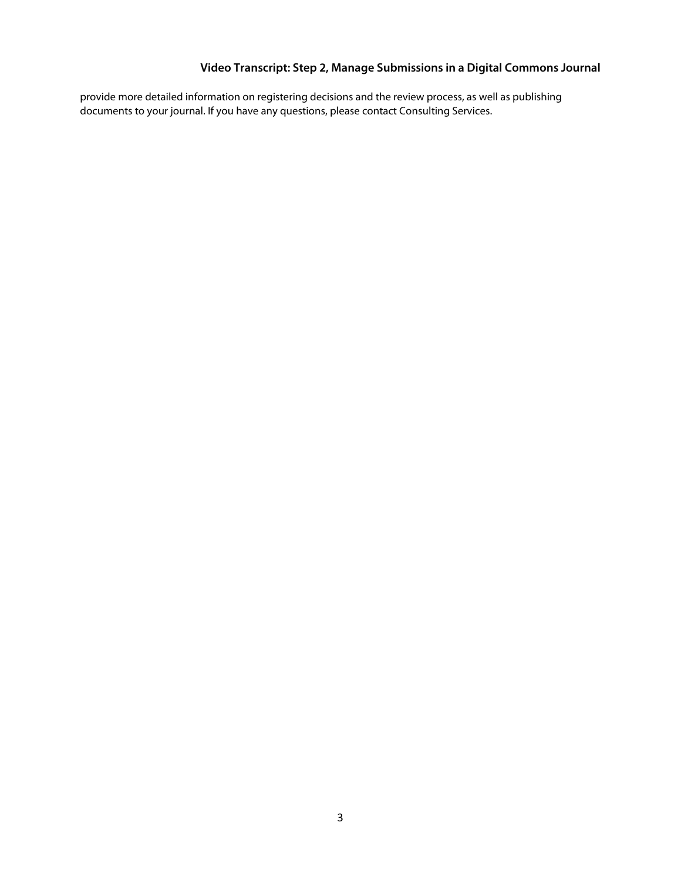provide more detailed information on registering decisions and the review process, as well as publishing documents to your journal. If you have any questions, please contact Consulting Services.